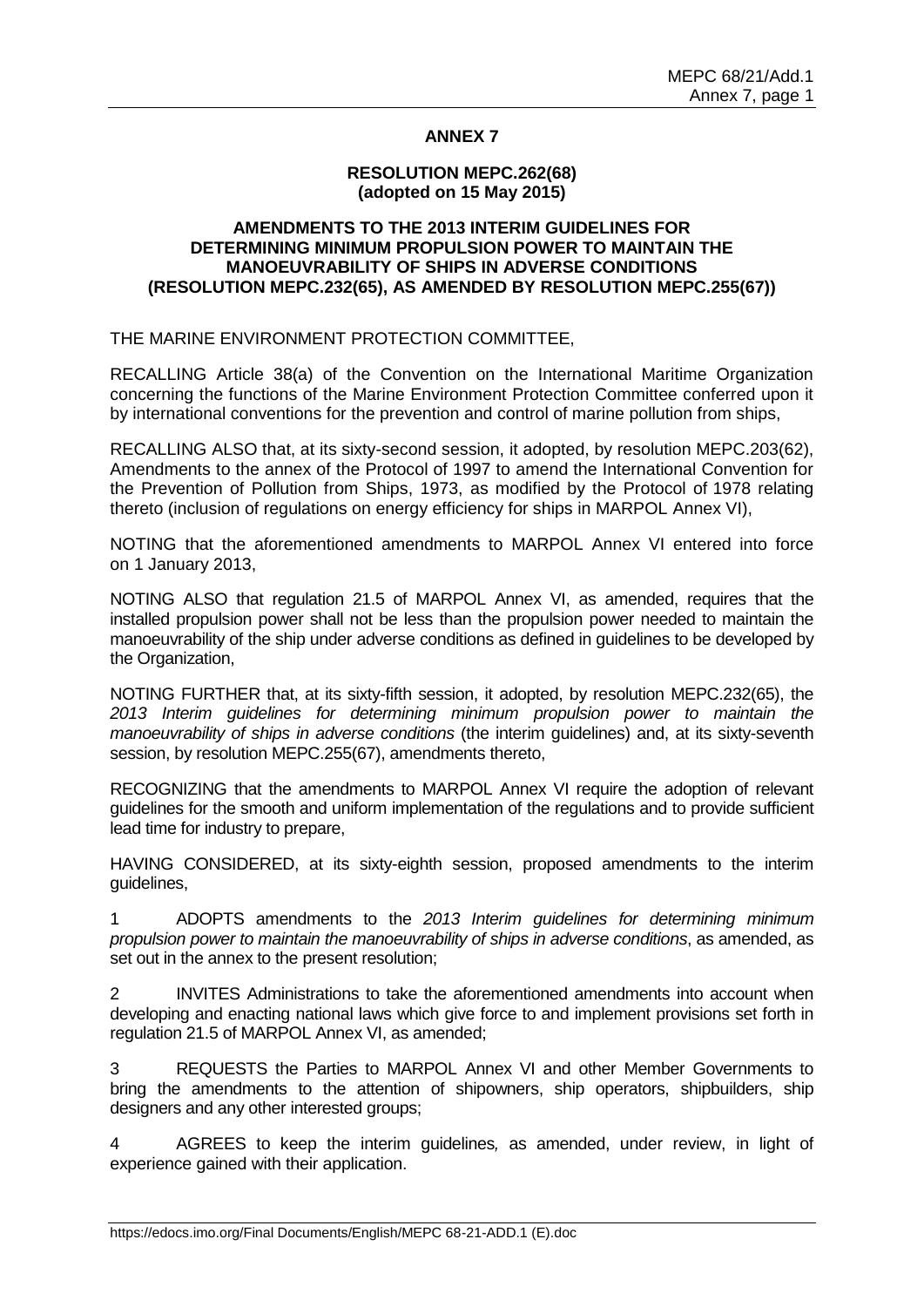# ANNEX 7

## RESOLUTION MEPC.262(68) (adopted on 15 May 2015)

## AMENDMENTS TO THE 2013 INTERIM GUIDELINES FOR DETERMINING MINIMUM PROPULSION POWER TO MAINTAIN THE MANOEUVRABILITY OF SHIPS IN ADVERSE CONDITIONS (RESOLUTION MEPC.232(65), AS AMENDED BY RESOLUTION MEPC.255(67))

THE MARINE ENVIRONMENT PROTECTION COMMITTEE,

RECALLING Article 38(a) of the Convention on the International Maritime Organization concerning the functions of the Marine Environment Protection Committee conferred upon it by international conventions for the prevention and control of marine pollution from ships,

RECALLING ALSO that, at its sixty-second session, it adopted, by resolution MEPC.203(62), Amendments to the annex of the Protocol of 1997 to amend the International Convention for the Prevention of Pollution from Ships, 1973, as modified by the Protocol of 1978 relating thereto (inclusion of regulations on energy efficiency for ships in MARPOL Annex VI),

NOTING that the aforementioned amendments to MARPOL Annex VI entered into force on 1 January 2013,

NOTING ALSO that regulation 21.5 of MARPOL Annex VI, as amended, requires that the installed propulsion power shall not be less than the propulsion power needed to maintain the manoeuvrability of the ship under adverse conditions as defined in guidelines to be developed by the Organization,

NOTING FURTHER that, at its sixty-fifth session, it adopted, by resolution MEPC.232(65), the *2013 Interim guidelines for determining minimum propulsion power to maintain the manoeuvrability of ships in adverse conditions* (the interim guidelines) and, at its sixty-seventh session, by resolution MEPC.255(67), amendments thereto,

RECOGNIZING that the amendments to MARPOL Annex VI require the adoption of relevant guidelines for the smooth and uniform implementation of the regulations and to provide sufficient lead time for industry to prepare,

HAVING CONSIDERED, at its sixty-eighth session, proposed amendments to the interim guidelines,

1 ADOPTS amendments to the *2013 Interim guidelines for determining minimum propulsion power to maintain the manoeuvrability of ships in adverse conditions*, as amended, as set out in the annex to the present resolution;

2 INVITES Administrations to take the aforementioned amendments into account when developing and enacting national laws which give force to and implement provisions set forth in regulation 21.5 of MARPOL Annex VI, as amended;

3 REQUESTS the Parties to MARPOL Annex VI and other Member Governments to bring the amendments to the attention of shipowners, ship operators, shipbuilders, ship designers and any other interested groups;

4 AGREES to keep the interim guidelines, as amended, under review, in light of experience gained with their application.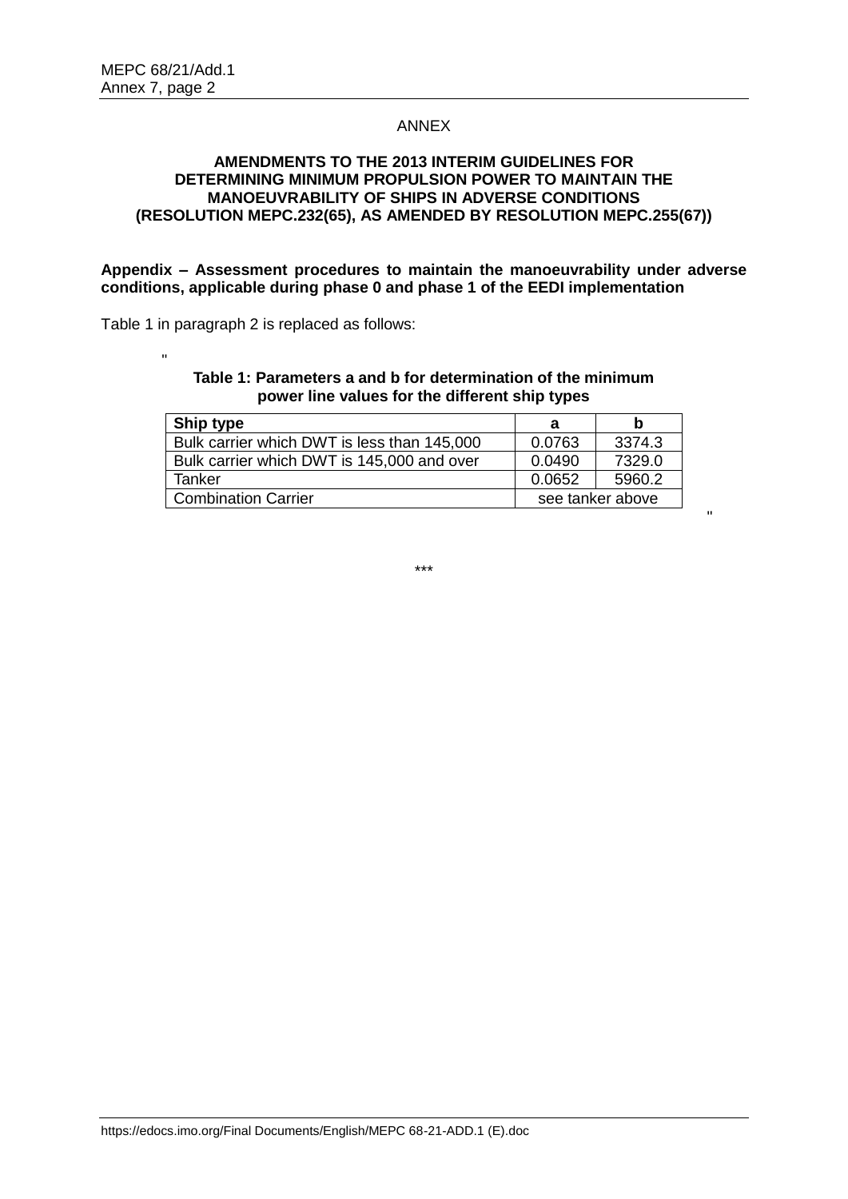ANNEX

**AMENDMENTS TO THE 2013 INTERIM GUIDELINES FOR DETERMINING MINIMUM PROPULSION POWER TO MAINTAIN THE MANOEUVRABILITY OF SHIPS IN ADVERSE CONDITIONS (RESOLUTION MEPC.232(65), AS AMENDED BY RESOLUTION MEPC.255(67))**

**Appendix – Assessment procedures to maintain the manoeuvrability under adverse conditions, applicable during phase 0 and phase 1 of the EEDI implementation**

Table 1 in paragraph 2 is replaced as follows:

"

**Table 1: Parameters a and b for determination of the minimum power line values for the different ship types**

| Ship type | a | b |
|---|---|---|
| Bulk carrier which DWT is less than 145,000 | 0.0763 | 3374.3 |
| Bulk carrier which DWT is 145,000 and over | 0.0490 | 7329.0 |
| Tanker | 0.0652 | 5960.2 |
| Combination Carrier | see tanker above | |

"

\*\*\*